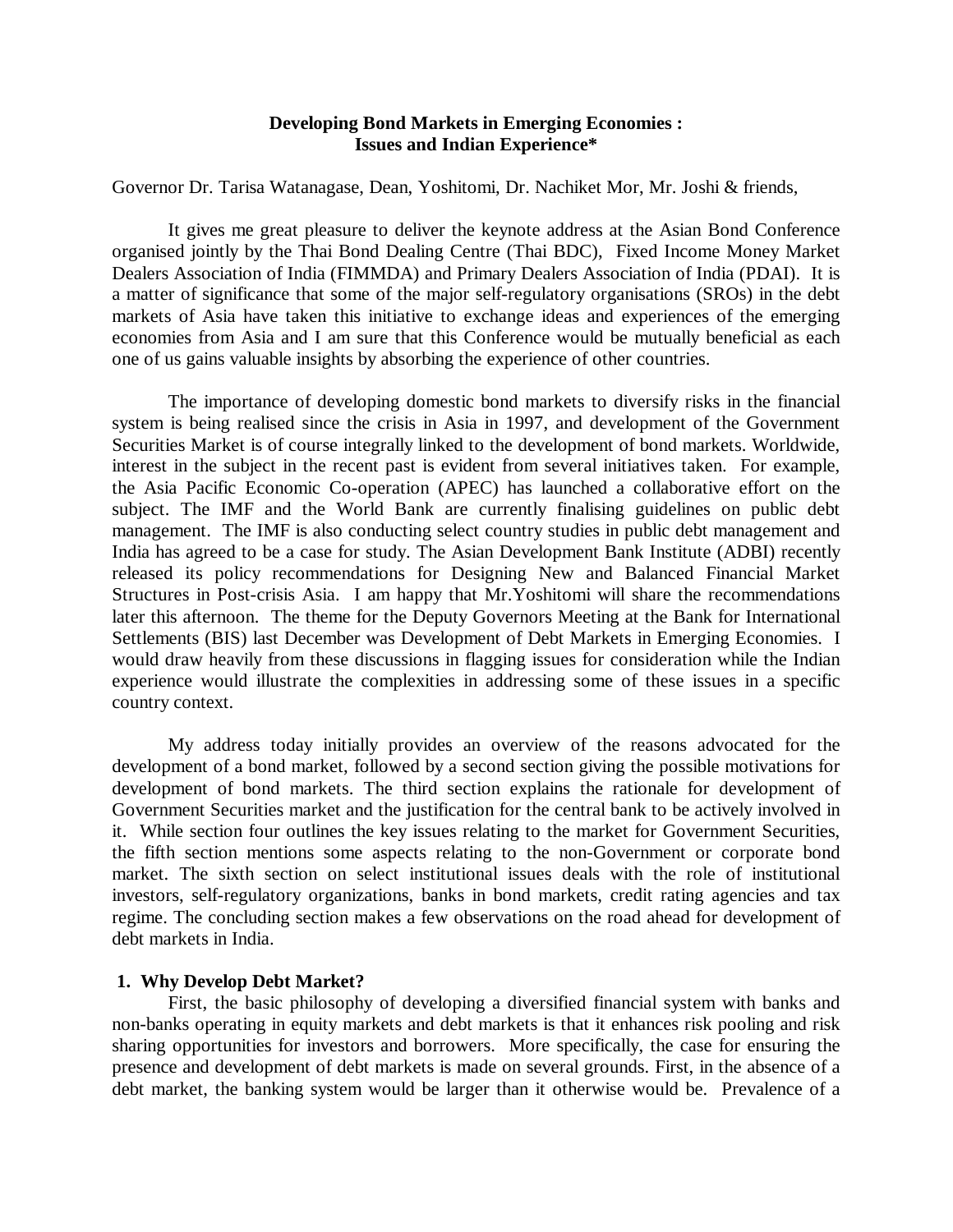**Developing Bond Markets in Emerging Economies :**
**Issues and Indian Experience***

Governor Dr. Tarisa Watanagase, Dean, Yoshitomi, Dr. Nachiket Mor, Mr. Joshi & friends,

It gives me great pleasure to deliver the keynote address at the Asian Bond Conference organised jointly by the Thai Bond Dealing Centre (Thai BDC), Fixed Income Money Market Dealers Association of India (FIMMDA) and Primary Dealers Association of India (PDAI). It is a matter of significance that some of the major self-regulatory organisations (SROs) in the debt markets of Asia have taken this initiative to exchange ideas and experiences of the emerging economies from Asia and I am sure that this Conference would be mutually beneficial as each one of us gains valuable insights by absorbing the experience of other countries.

The importance of developing domestic bond markets to diversify risks in the financial system is being realised since the crisis in Asia in 1997, and development of the Government Securities Market is of course integrally linked to the development of bond markets. Worldwide, interest in the subject in the recent past is evident from several initiatives taken. For example, the Asia Pacific Economic Co-operation (APEC) has launched a collaborative effort on the subject. The IMF and the World Bank are currently finalising guidelines on public debt management. The IMF is also conducting select country studies in public debt management and India has agreed to be a case for study. The Asian Development Bank Institute (ADBI) recently released its policy recommendations for Designing New and Balanced Financial Market Structures in Post-crisis Asia. I am happy that Mr.Yoshitomi will share the recommendations later this afternoon. The theme for the Deputy Governors Meeting at the Bank for International Settlements (BIS) last December was Development of Debt Markets in Emerging Economies. I would draw heavily from these discussions in flagging issues for consideration while the Indian experience would illustrate the complexities in addressing some of these issues in a specific country context.

My address today initially provides an overview of the reasons advocated for the development of a bond market, followed by a second section giving the possible motivations for development of bond markets. The third section explains the rationale for development of Government Securities market and the justification for the central bank to be actively involved in it. While section four outlines the key issues relating to the market for Government Securities, the fifth section mentions some aspects relating to the non-Government or corporate bond market. The sixth section on select institutional issues deals with the role of institutional investors, self-regulatory organizations, banks in bond markets, credit rating agencies and tax regime. The concluding section makes a few observations on the road ahead for development of debt markets in India.

## 1. Why Develop Debt Market?

First, the basic philosophy of developing a diversified financial system with banks and non-banks operating in equity markets and debt markets is that it enhances risk pooling and risk sharing opportunities for investors and borrowers. More specifically, the case for ensuring the presence and development of debt markets is made on several grounds. First, in the absence of a debt market, the banking system would be larger than it otherwise would be. Prevalence of a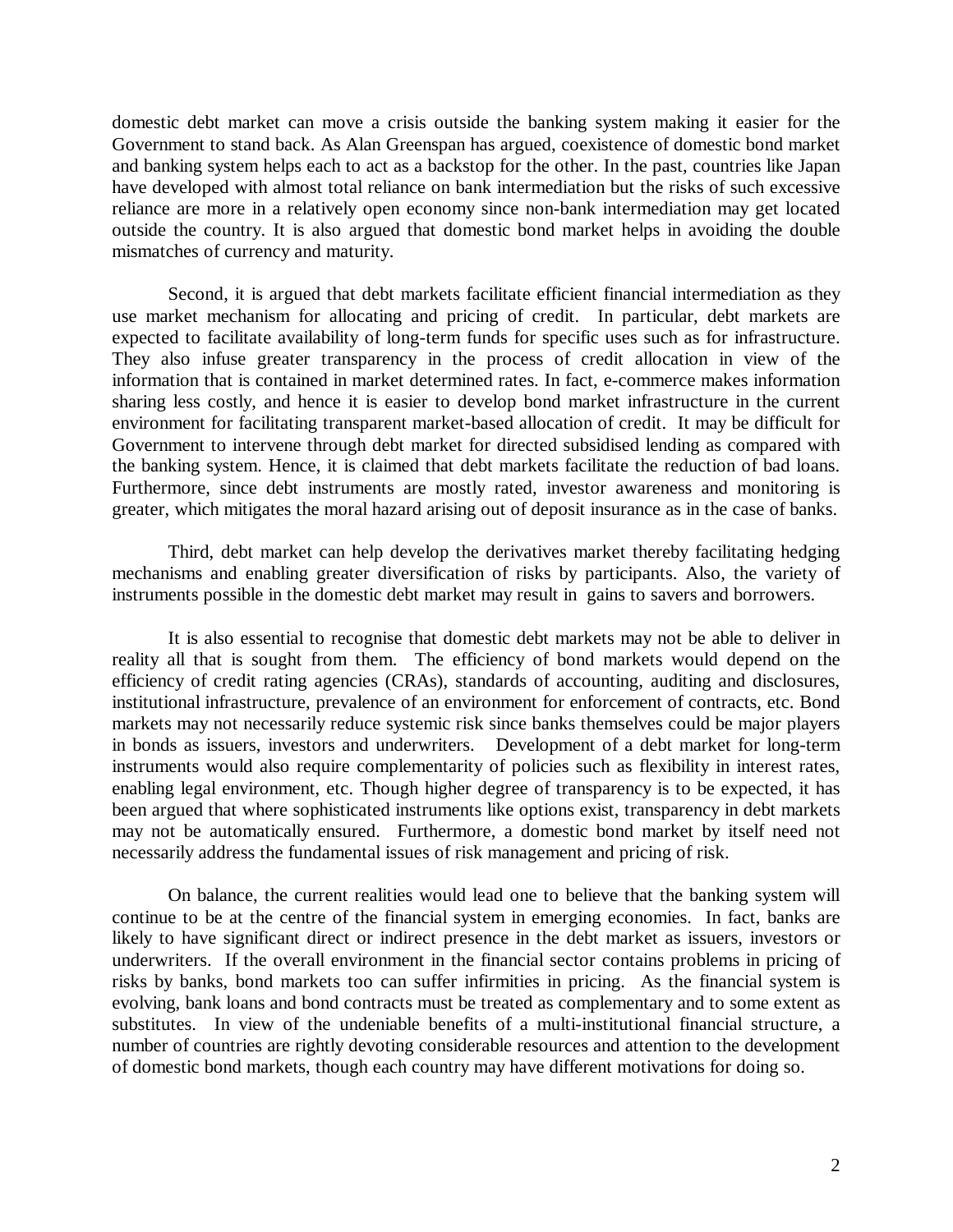domestic debt market can move a crisis outside the banking system making it easier for the Government to stand back. As Alan Greenspan has argued, coexistence of domestic bond market and banking system helps each to act as a backstop for the other. In the past, countries like Japan have developed with almost total reliance on bank intermediation but the risks of such excessive reliance are more in a relatively open economy since non-bank intermediation may get located outside the country. It is also argued that domestic bond market helps in avoiding the double mismatches of currency and maturity.

Second, it is argued that debt markets facilitate efficient financial intermediation as they use market mechanism for allocating and pricing of credit. In particular, debt markets are expected to facilitate availability of long-term funds for specific uses such as for infrastructure. They also infuse greater transparency in the process of credit allocation in view of the information that is contained in market determined rates. In fact, e-commerce makes information sharing less costly, and hence it is easier to develop bond market infrastructure in the current environment for facilitating transparent market-based allocation of credit. It may be difficult for Government to intervene through debt market for directed subsidised lending as compared with the banking system. Hence, it is claimed that debt markets facilitate the reduction of bad loans. Furthermore, since debt instruments are mostly rated, investor awareness and monitoring is greater, which mitigates the moral hazard arising out of deposit insurance as in the case of banks.

Third, debt market can help develop the derivatives market thereby facilitating hedging mechanisms and enabling greater diversification of risks by participants. Also, the variety of instruments possible in the domestic debt market may result in gains to savers and borrowers.

It is also essential to recognise that domestic debt markets may not be able to deliver in reality all that is sought from them. The efficiency of bond markets would depend on the efficiency of credit rating agencies (CRAs), standards of accounting, auditing and disclosures, institutional infrastructure, prevalence of an environment for enforcement of contracts, etc. Bond markets may not necessarily reduce systemic risk since banks themselves could be major players in bonds as issuers, investors and underwriters. Development of a debt market for long-term instruments would also require complementarity of policies such as flexibility in interest rates, enabling legal environment, etc. Though higher degree of transparency is to be expected, it has been argued that where sophisticated instruments like options exist, transparency in debt markets may not be automatically ensured. Furthermore, a domestic bond market by itself need not necessarily address the fundamental issues of risk management and pricing of risk.

On balance, the current realities would lead one to believe that the banking system will continue to be at the centre of the financial system in emerging economies. In fact, banks are likely to have significant direct or indirect presence in the debt market as issuers, investors or underwriters. If the overall environment in the financial sector contains problems in pricing of risks by banks, bond markets too can suffer infirmities in pricing. As the financial system is evolving, bank loans and bond contracts must be treated as complementary and to some extent as substitutes. In view of the undeniable benefits of a multi-institutional financial structure, a number of countries are rightly devoting considerable resources and attention to the development of domestic bond markets, though each country may have different motivations for doing so.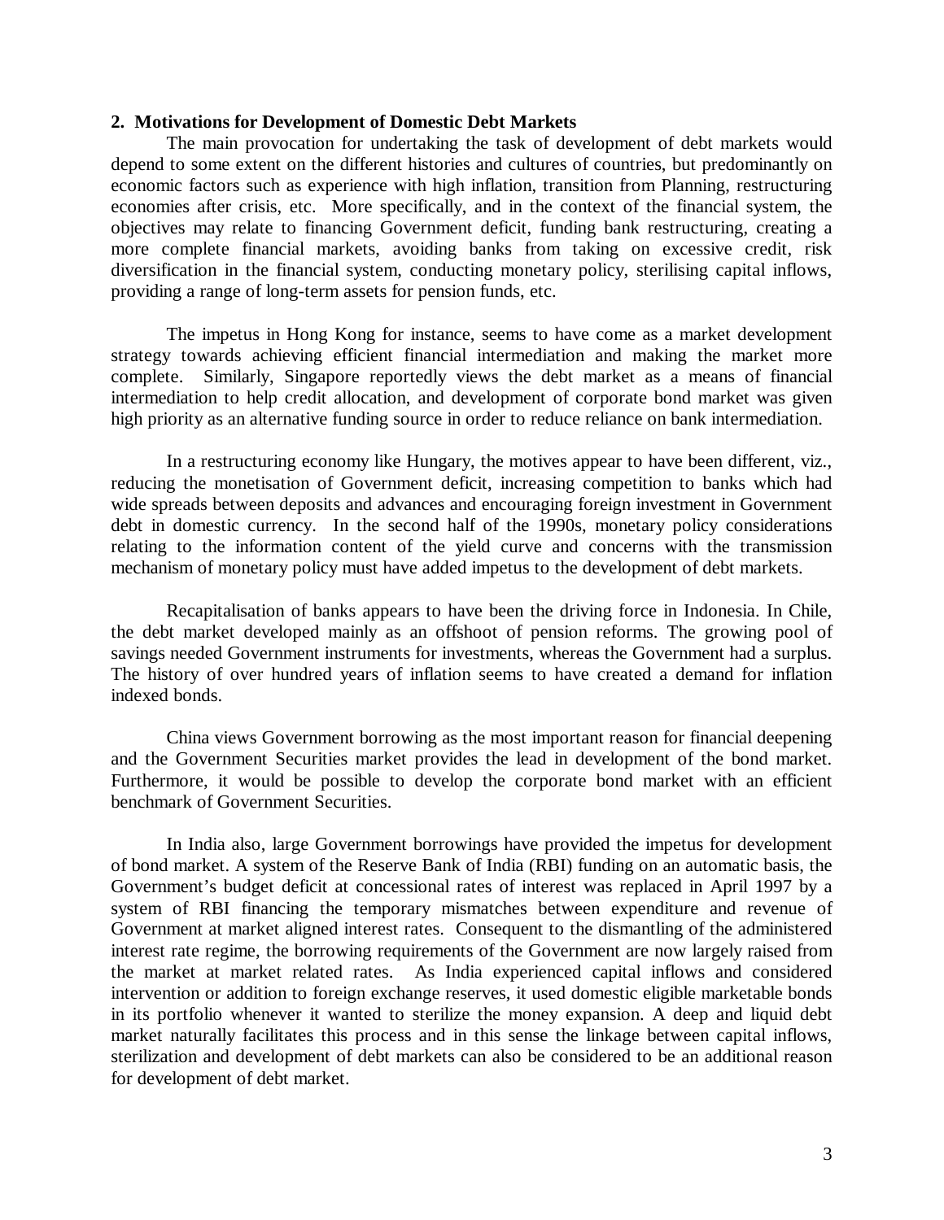## 2. Motivations for Development of Domestic Debt Markets

The main provocation for undertaking the task of development of debt markets would depend to some extent on the different histories and cultures of countries, but predominantly on economic factors such as experience with high inflation, transition from Planning, restructuring economies after crisis, etc. More specifically, and in the context of the financial system, the objectives may relate to financing Government deficit, funding bank restructuring, creating a more complete financial markets, avoiding banks from taking on excessive credit, risk diversification in the financial system, conducting monetary policy, sterilising capital inflows, providing a range of long-term assets for pension funds, etc.

The impetus in Hong Kong for instance, seems to have come as a market development strategy towards achieving efficient financial intermediation and making the market more complete. Similarly, Singapore reportedly views the debt market as a means of financial intermediation to help credit allocation, and development of corporate bond market was given high priority as an alternative funding source in order to reduce reliance on bank intermediation.

In a restructuring economy like Hungary, the motives appear to have been different, viz., reducing the monetisation of Government deficit, increasing competition to banks which had wide spreads between deposits and advances and encouraging foreign investment in Government debt in domestic currency. In the second half of the 1990s, monetary policy considerations relating to the information content of the yield curve and concerns with the transmission mechanism of monetary policy must have added impetus to the development of debt markets.

Recapitalisation of banks appears to have been the driving force in Indonesia. In Chile, the debt market developed mainly as an offshoot of pension reforms. The growing pool of savings needed Government instruments for investments, whereas the Government had a surplus. The history of over hundred years of inflation seems to have created a demand for inflation indexed bonds.

China views Government borrowing as the most important reason for financial deepening and the Government Securities market provides the lead in development of the bond market. Furthermore, it would be possible to develop the corporate bond market with an efficient benchmark of Government Securities.

In India also, large Government borrowings have provided the impetus for development of bond market. A system of the Reserve Bank of India (RBI) funding on an automatic basis, the Government's budget deficit at concessional rates of interest was replaced in April 1997 by a system of RBI financing the temporary mismatches between expenditure and revenue of Government at market aligned interest rates. Consequent to the dismantling of the administered interest rate regime, the borrowing requirements of the Government are now largely raised from the market at market related rates. As India experienced capital inflows and considered intervention or addition to foreign exchange reserves, it used domestic eligible marketable bonds in its portfolio whenever it wanted to sterilize the money expansion. A deep and liquid debt market naturally facilitates this process and in this sense the linkage between capital inflows, sterilization and development of debt markets can also be considered to be an additional reason for development of debt market.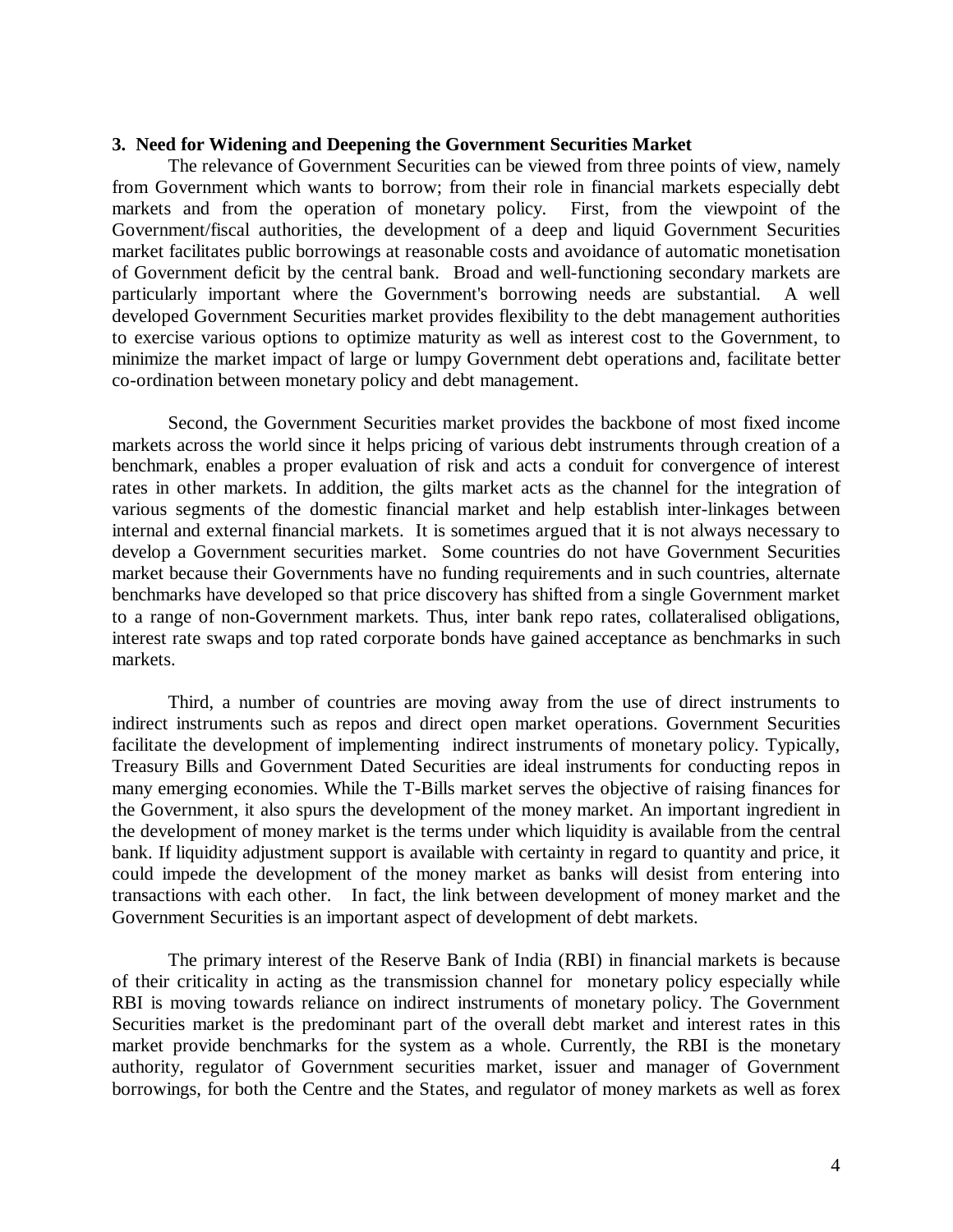### 3. Need for Widening and Deepening the Government Securities Market

The relevance of Government Securities can be viewed from three points of view, namely from Government which wants to borrow; from their role in financial markets especially debt markets and from the operation of monetary policy. First, from the viewpoint of the Government/fiscal authorities, the development of a deep and liquid Government Securities market facilitates public borrowings at reasonable costs and avoidance of automatic monetisation of Government deficit by the central bank. Broad and well-functioning secondary markets are particularly important where the Government's borrowing needs are substantial. A well developed Government Securities market provides flexibility to the debt management authorities to exercise various options to optimize maturity as well as interest cost to the Government, to minimize the market impact of large or lumpy Government debt operations and, facilitate better co-ordination between monetary policy and debt management.

Second, the Government Securities market provides the backbone of most fixed income markets across the world since it helps pricing of various debt instruments through creation of a benchmark, enables a proper evaluation of risk and acts a conduit for convergence of interest rates in other markets. In addition, the gilts market acts as the channel for the integration of various segments of the domestic financial market and help establish inter-linkages between internal and external financial markets. It is sometimes argued that it is not always necessary to develop a Government securities market. Some countries do not have Government Securities market because their Governments have no funding requirements and in such countries, alternate benchmarks have developed so that price discovery has shifted from a single Government market to a range of non-Government markets. Thus, inter bank repo rates, collateralised obligations, interest rate swaps and top rated corporate bonds have gained acceptance as benchmarks in such markets.

Third, a number of countries are moving away from the use of direct instruments to indirect instruments such as repos and direct open market operations. Government Securities facilitate the development of implementing indirect instruments of monetary policy. Typically, Treasury Bills and Government Dated Securities are ideal instruments for conducting repos in many emerging economies. While the T-Bills market serves the objective of raising finances for the Government, it also spurs the development of the money market. An important ingredient in the development of money market is the terms under which liquidity is available from the central bank. If liquidity adjustment support is available with certainty in regard to quantity and price, it could impede the development of the money market as banks will desist from entering into transactions with each other. In fact, the link between development of money market and the Government Securities is an important aspect of development of debt markets.

The primary interest of the Reserve Bank of India (RBI) in financial markets is because of their criticality in acting as the transmission channel for monetary policy especially while RBI is moving towards reliance on indirect instruments of monetary policy. The Government Securities market is the predominant part of the overall debt market and interest rates in this market provide benchmarks for the system as a whole. Currently, the RBI is the monetary authority, regulator of Government securities market, issuer and manager of Government borrowings, for both the Centre and the States, and regulator of money markets as well as forex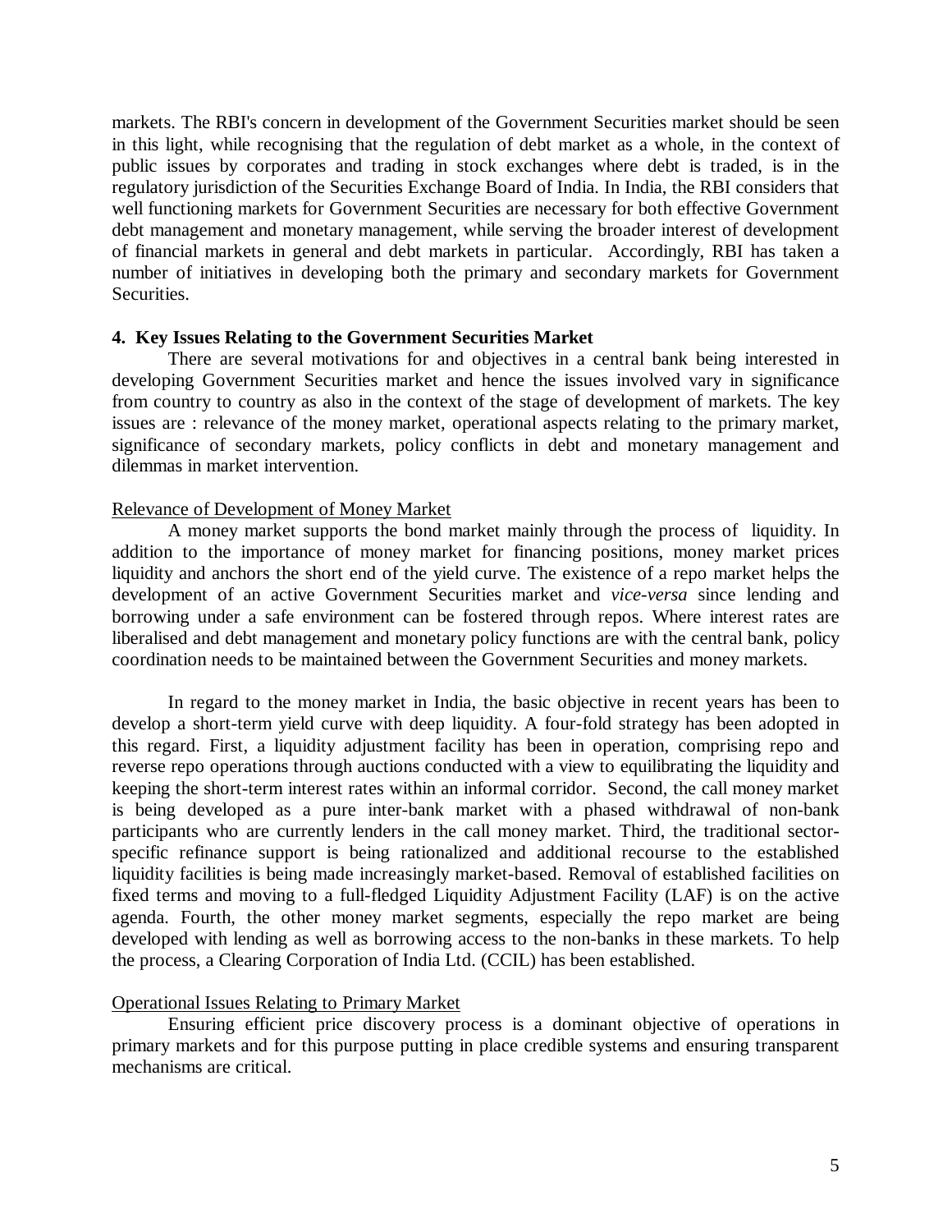markets. The RBI's concern in development of the Government Securities market should be seen in this light, while recognising that the regulation of debt market as a whole, in the context of public issues by corporates and trading in stock exchanges where debt is traded, is in the regulatory jurisdiction of the Securities Exchange Board of India. In India, the RBI considers that well functioning markets for Government Securities are necessary for both effective Government debt management and monetary management, while serving the broader interest of development of financial markets in general and debt markets in particular. Accordingly, RBI has taken a number of initiatives in developing both the primary and secondary markets for Government Securities.

## 4. Key Issues Relating to the Government Securities Market

There are several motivations for and objectives in a central bank being interested in developing Government Securities market and hence the issues involved vary in significance from country to country as also in the context of the stage of development of markets. The key issues are : relevance of the money market, operational aspects relating to the primary market, significance of secondary markets, policy conflicts in debt and monetary management and dilemmas in market intervention.

### Relevance of Development of Money Market

A money market supports the bond market mainly through the process of liquidity. In addition to the importance of money market for financing positions, money market prices liquidity and anchors the short end of the yield curve. The existence of a repo market helps the development of an active Government Securities market and *vice-versa* since lending and borrowing under a safe environment can be fostered through repos. Where interest rates are liberalised and debt management and monetary policy functions are with the central bank, policy coordination needs to be maintained between the Government Securities and money markets.

In regard to the money market in India, the basic objective in recent years has been to develop a short-term yield curve with deep liquidity. A four-fold strategy has been adopted in this regard. First, a liquidity adjustment facility has been in operation, comprising repo and reverse repo operations through auctions conducted with a view to equilibrating the liquidity and keeping the short-term interest rates within an informal corridor. Second, the call money market is being developed as a pure inter-bank market with a phased withdrawal of non-bank participants who are currently lenders in the call money market. Third, the traditional sector-specific refinance support is being rationalized and additional recourse to the established liquidity facilities is being made increasingly market-based. Removal of established facilities on fixed terms and moving to a full-fledged Liquidity Adjustment Facility (LAF) is on the active agenda. Fourth, the other money market segments, especially the repo market are being developed with lending as well as borrowing access to the non-banks in these markets. To help the process, a Clearing Corporation of India Ltd. (CCIL) has been established.

### Operational Issues Relating to Primary Market

Ensuring efficient price discovery process is a dominant objective of operations in primary markets and for this purpose putting in place credible systems and ensuring transparent mechanisms are critical.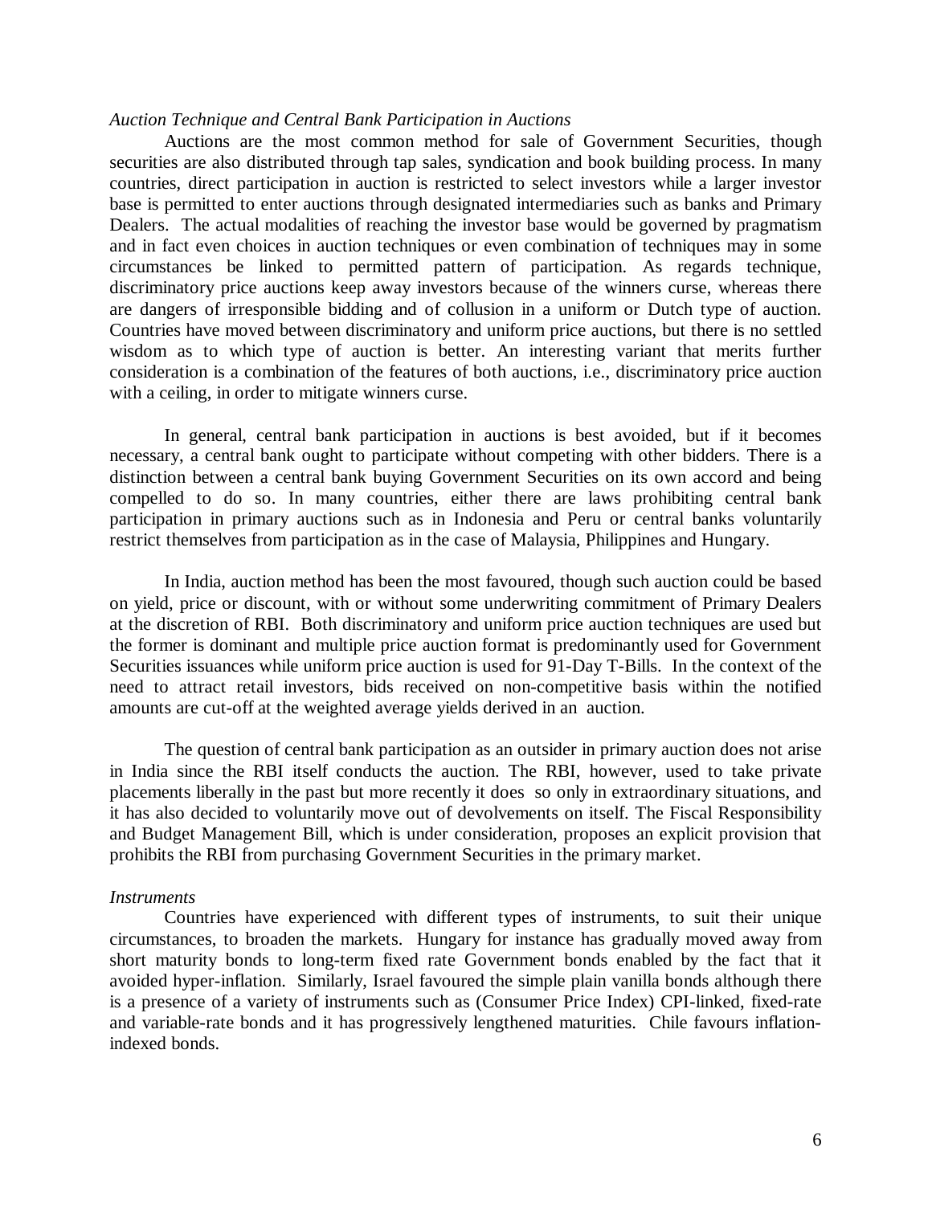*Auction Technique and Central Bank Participation in Auctions*

Auctions are the most common method for sale of Government Securities, though securities are also distributed through tap sales, syndication and book building process. In many countries, direct participation in auction is restricted to select investors while a larger investor base is permitted to enter auctions through designated intermediaries such as banks and Primary Dealers. The actual modalities of reaching the investor base would be governed by pragmatism and in fact even choices in auction techniques or even combination of techniques may in some circumstances be linked to permitted pattern of participation. As regards technique, discriminatory price auctions keep away investors because of the winners curse, whereas there are dangers of irresponsible bidding and of collusion in a uniform or Dutch type of auction. Countries have moved between discriminatory and uniform price auctions, but there is no settled wisdom as to which type of auction is better. An interesting variant that merits further consideration is a combination of the features of both auctions, i.e., discriminatory price auction with a ceiling, in order to mitigate winners curse.

In general, central bank participation in auctions is best avoided, but if it becomes necessary, a central bank ought to participate without competing with other bidders. There is a distinction between a central bank buying Government Securities on its own accord and being compelled to do so. In many countries, either there are laws prohibiting central bank participation in primary auctions such as in Indonesia and Peru or central banks voluntarily restrict themselves from participation as in the case of Malaysia, Philippines and Hungary.

In India, auction method has been the most favoured, though such auction could be based on yield, price or discount, with or without some underwriting commitment of Primary Dealers at the discretion of RBI. Both discriminatory and uniform price auction techniques are used but the former is dominant and multiple price auction format is predominantly used for Government Securities issuances while uniform price auction is used for 91-Day T-Bills. In the context of the need to attract retail investors, bids received on non-competitive basis within the notified amounts are cut-off at the weighted average yields derived in an auction.

The question of central bank participation as an outsider in primary auction does not arise in India since the RBI itself conducts the auction. The RBI, however, used to take private placements liberally in the past but more recently it does so only in extraordinary situations, and it has also decided to voluntarily move out of devolvements on itself. The Fiscal Responsibility and Budget Management Bill, which is under consideration, proposes an explicit provision that prohibits the RBI from purchasing Government Securities in the primary market.

*Instruments*

Countries have experienced with different types of instruments, to suit their unique circumstances, to broaden the markets. Hungary for instance has gradually moved away from short maturity bonds to long-term fixed rate Government bonds enabled by the fact that it avoided hyper-inflation. Similarly, Israel favoured the simple plain vanilla bonds although there is a presence of a variety of instruments such as (Consumer Price Index) CPI-linked, fixed-rate and variable-rate bonds and it has progressively lengthened maturities. Chile favours inflation-indexed bonds.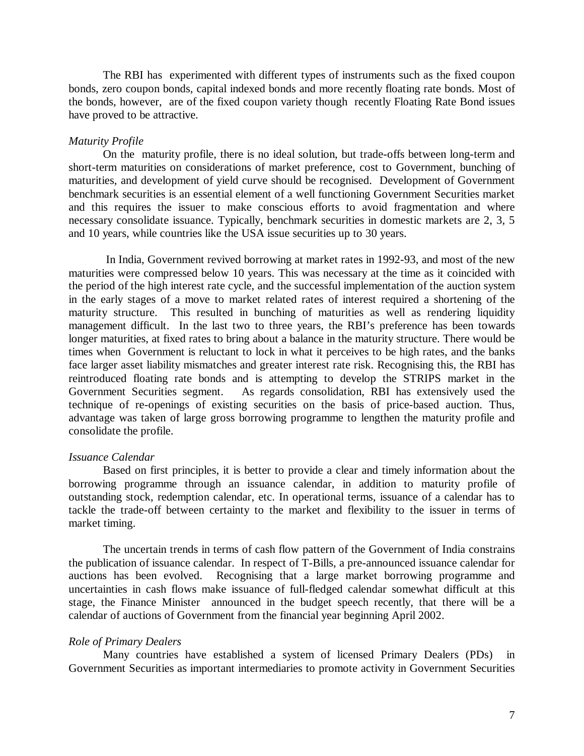The RBI has experimented with different types of instruments such as the fixed coupon bonds, zero coupon bonds, capital indexed bonds and more recently floating rate bonds. Most of the bonds, however, are of the fixed coupon variety though recently Floating Rate Bond issues have proved to be attractive.

*Maturity Profile*

On the maturity profile, there is no ideal solution, but trade-offs between long-term and short-term maturities on considerations of market preference, cost to Government, bunching of maturities, and development of yield curve should be recognised. Development of Government benchmark securities is an essential element of a well functioning Government Securities market and this requires the issuer to make conscious efforts to avoid fragmentation and where necessary consolidate issuance. Typically, benchmark securities in domestic markets are 2, 3, 5 and 10 years, while countries like the USA issue securities up to 30 years.

In India, Government revived borrowing at market rates in 1992-93, and most of the new maturities were compressed below 10 years. This was necessary at the time as it coincided with the period of the high interest rate cycle, and the successful implementation of the auction system in the early stages of a move to market related rates of interest required a shortening of the maturity structure. This resulted in bunching of maturities as well as rendering liquidity management difficult. In the last two to three years, the RBI's preference has been towards longer maturities, at fixed rates to bring about a balance in the maturity structure. There would be times when Government is reluctant to lock in what it perceives to be high rates, and the banks face larger asset liability mismatches and greater interest rate risk. Recognising this, the RBI has reintroduced floating rate bonds and is attempting to develop the STRIPS market in the Government Securities segment. As regards consolidation, RBI has extensively used the technique of re-openings of existing securities on the basis of price-based auction. Thus, advantage was taken of large gross borrowing programme to lengthen the maturity profile and consolidate the profile.

*Issuance Calendar*

Based on first principles, it is better to provide a clear and timely information about the borrowing programme through an issuance calendar, in addition to maturity profile of outstanding stock, redemption calendar, etc. In operational terms, issuance of a calendar has to tackle the trade-off between certainty to the market and flexibility to the issuer in terms of market timing.

The uncertain trends in terms of cash flow pattern of the Government of India constrains the publication of issuance calendar. In respect of T-Bills, a pre-announced issuance calendar for auctions has been evolved. Recognising that a large market borrowing programme and uncertainties in cash flows make issuance of full-fledged calendar somewhat difficult at this stage, the Finance Minister announced in the budget speech recently, that there will be a calendar of auctions of Government from the financial year beginning April 2002.

*Role of Primary Dealers*

Many countries have established a system of licensed Primary Dealers (PDs) in Government Securities as important intermediaries to promote activity in Government Securities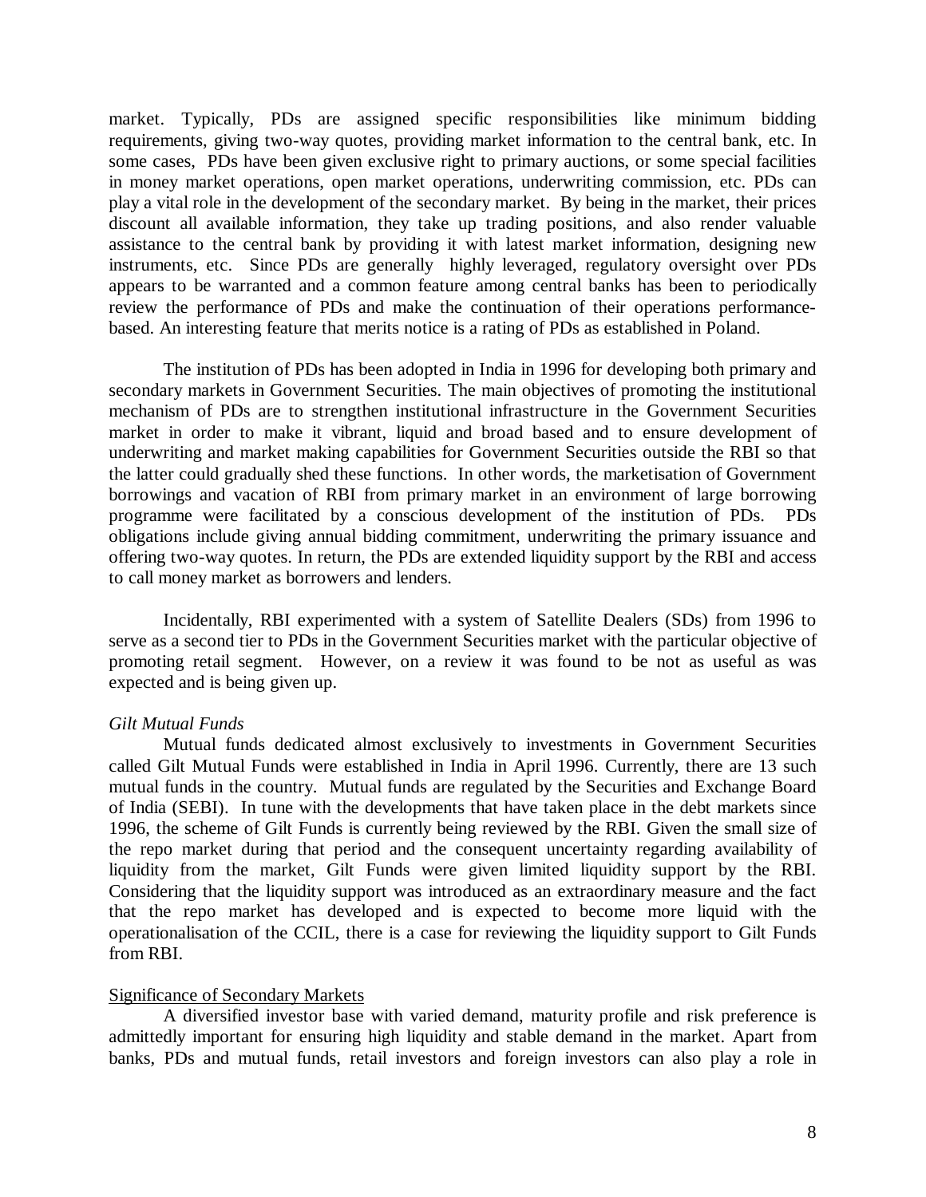market. Typically, PDs are assigned specific responsibilities like minimum bidding requirements, giving two-way quotes, providing market information to the central bank, etc. In some cases, PDs have been given exclusive right to primary auctions, or some special facilities in money market operations, open market operations, underwriting commission, etc. PDs can play a vital role in the development of the secondary market. By being in the market, their prices discount all available information, they take up trading positions, and also render valuable assistance to the central bank by providing it with latest market information, designing new instruments, etc. Since PDs are generally highly leveraged, regulatory oversight over PDs appears to be warranted and a common feature among central banks has been to periodically review the performance of PDs and make the continuation of their operations performance-based. An interesting feature that merits notice is a rating of PDs as established in Poland.

The institution of PDs has been adopted in India in 1996 for developing both primary and secondary markets in Government Securities. The main objectives of promoting the institutional mechanism of PDs are to strengthen institutional infrastructure in the Government Securities market in order to make it vibrant, liquid and broad based and to ensure development of underwriting and market making capabilities for Government Securities outside the RBI so that the latter could gradually shed these functions. In other words, the marketisation of Government borrowings and vacation of RBI from primary market in an environment of large borrowing programme were facilitated by a conscious development of the institution of PDs. PDs obligations include giving annual bidding commitment, underwriting the primary issuance and offering two-way quotes. In return, the PDs are extended liquidity support by the RBI and access to call money market as borrowers and lenders.

Incidentally, RBI experimented with a system of Satellite Dealers (SDs) from 1996 to serve as a second tier to PDs in the Government Securities market with the particular objective of promoting retail segment. However, on a review it was found to be not as useful as was expected and is being given up.

*Gilt Mutual Funds*

Mutual funds dedicated almost exclusively to investments in Government Securities called Gilt Mutual Funds were established in India in April 1996. Currently, there are 13 such mutual funds in the country. Mutual funds are regulated by the Securities and Exchange Board of India (SEBI). In tune with the developments that have taken place in the debt markets since 1996, the scheme of Gilt Funds is currently being reviewed by the RBI. Given the small size of the repo market during that period and the consequent uncertainty regarding availability of liquidity from the market, Gilt Funds were given limited liquidity support by the RBI. Considering that the liquidity support was introduced as an extraordinary measure and the fact that the repo market has developed and is expected to become more liquid with the operationalisation of the CCIL, there is a case for reviewing the liquidity support to Gilt Funds from RBI.

<u>Significance of Secondary Markets</u>

A diversified investor base with varied demand, maturity profile and risk preference is admittedly important for ensuring high liquidity and stable demand in the market. Apart from banks, PDs and mutual funds, retail investors and foreign investors can also play a role in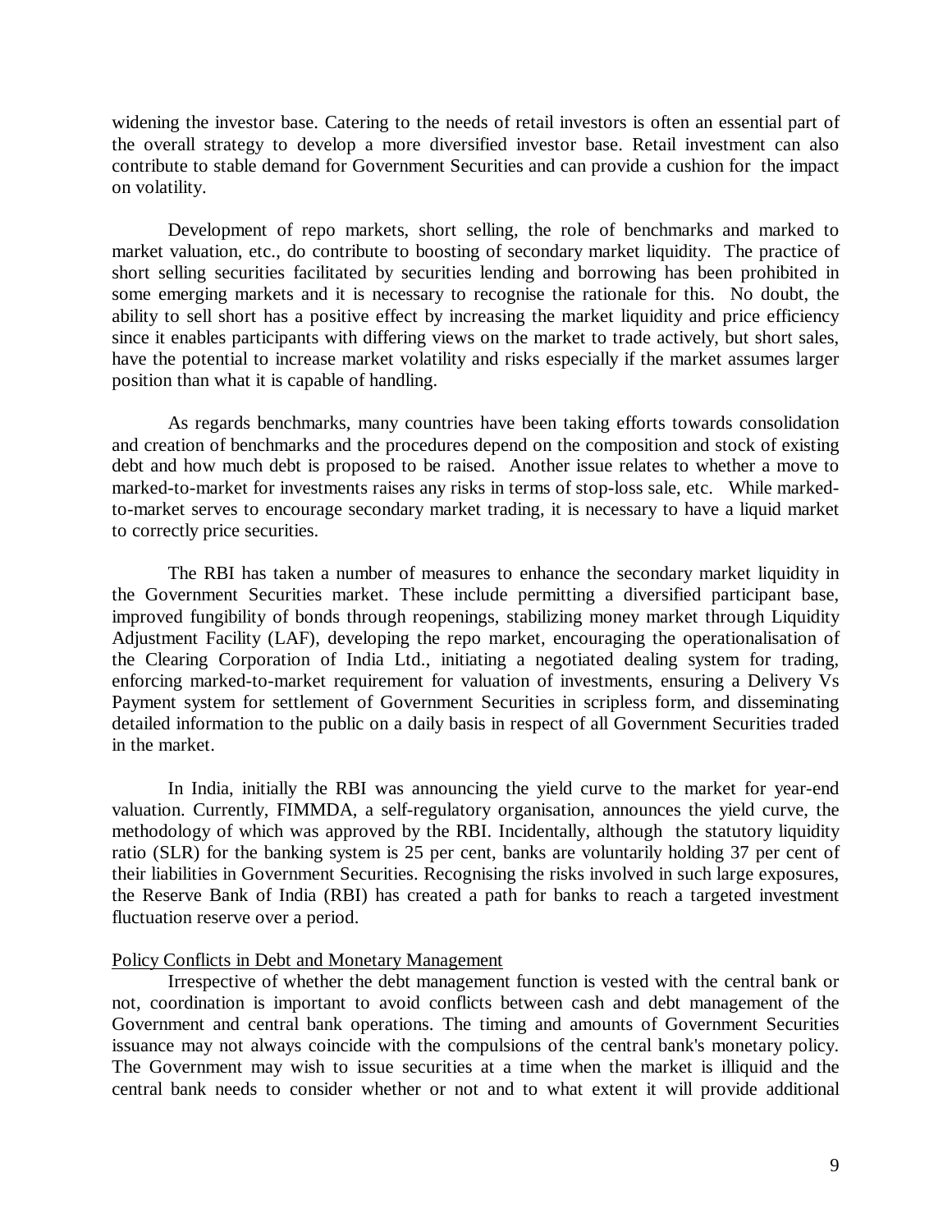widening the investor base. Catering to the needs of retail investors is often an essential part of the overall strategy to develop a more diversified investor base. Retail investment can also contribute to stable demand for Government Securities and can provide a cushion for the impact on volatility.

Development of repo markets, short selling, the role of benchmarks and marked to market valuation, etc., do contribute to boosting of secondary market liquidity. The practice of short selling securities facilitated by securities lending and borrowing has been prohibited in some emerging markets and it is necessary to recognise the rationale for this. No doubt, the ability to sell short has a positive effect by increasing the market liquidity and price efficiency since it enables participants with differing views on the market to trade actively, but short sales, have the potential to increase market volatility and risks especially if the market assumes larger position than what it is capable of handling.

As regards benchmarks, many countries have been taking efforts towards consolidation and creation of benchmarks and the procedures depend on the composition and stock of existing debt and how much debt is proposed to be raised. Another issue relates to whether a move to marked-to-market for investments raises any risks in terms of stop-loss sale, etc. While marked-to-market serves to encourage secondary market trading, it is necessary to have a liquid market to correctly price securities.

The RBI has taken a number of measures to enhance the secondary market liquidity in the Government Securities market. These include permitting a diversified participant base, improved fungibility of bonds through reopenings, stabilizing money market through Liquidity Adjustment Facility (LAF), developing the repo market, encouraging the operationalisation of the Clearing Corporation of India Ltd., initiating a negotiated dealing system for trading, enforcing marked-to-market requirement for valuation of investments, ensuring a Delivery Vs Payment system for settlement of Government Securities in scripless form, and disseminating detailed information to the public on a daily basis in respect of all Government Securities traded in the market.

In India, initially the RBI was announcing the yield curve to the market for year-end valuation. Currently, FIMMDA, a self-regulatory organisation, announces the yield curve, the methodology of which was approved by the RBI. Incidentally, although the statutory liquidity ratio (SLR) for the banking system is 25 per cent, banks are voluntarily holding 37 per cent of their liabilities in Government Securities. Recognising the risks involved in such large exposures, the Reserve Bank of India (RBI) has created a path for banks to reach a targeted investment fluctuation reserve over a period.

## Policy Conflicts in Debt and Monetary Management

Irrespective of whether the debt management function is vested with the central bank or not, coordination is important to avoid conflicts between cash and debt management of the Government and central bank operations. The timing and amounts of Government Securities issuance may not always coincide with the compulsions of the central bank's monetary policy. The Government may wish to issue securities at a time when the market is illiquid and the central bank needs to consider whether or not and to what extent it will provide additional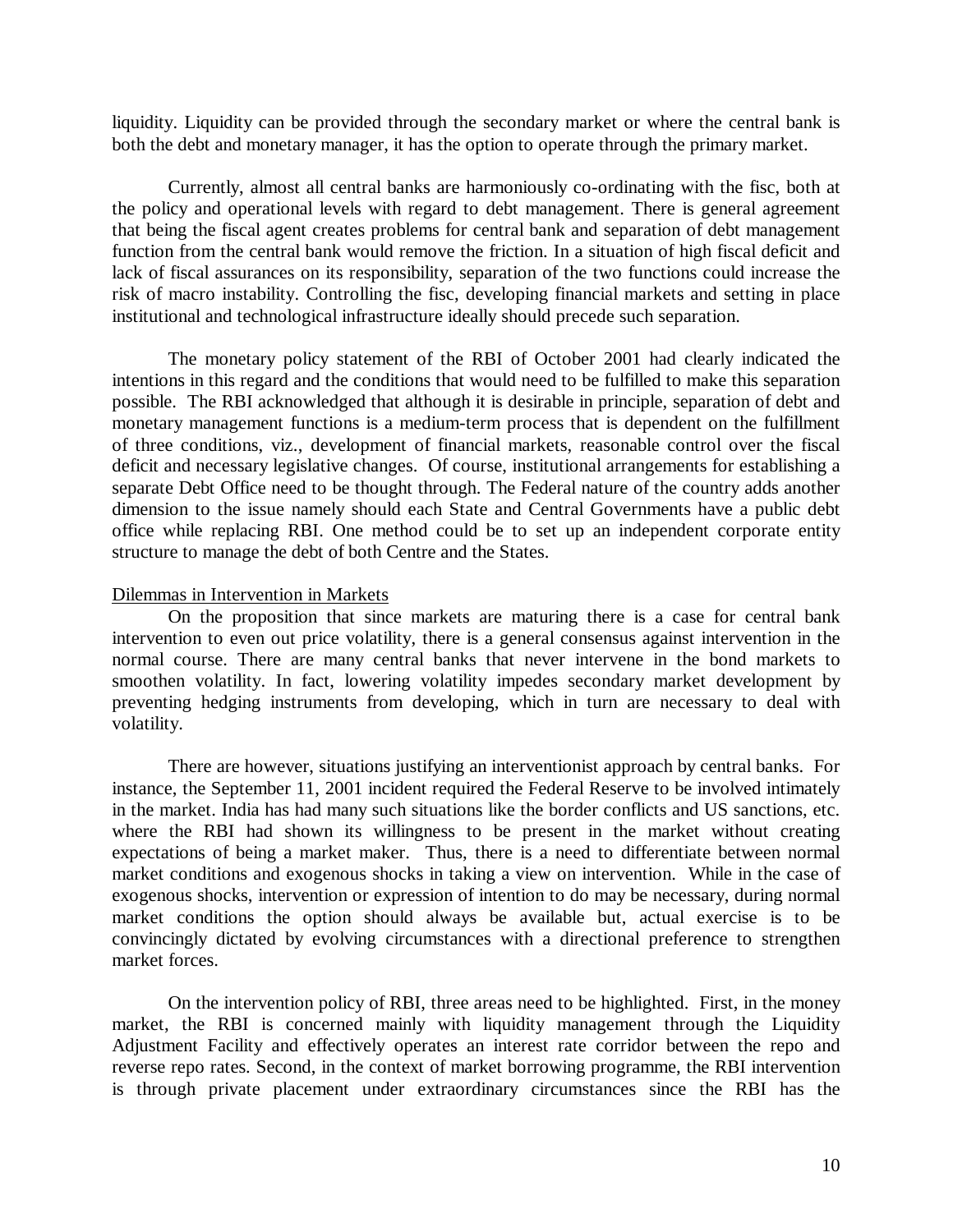liquidity. Liquidity can be provided through the secondary market or where the central bank is both the debt and monetary manager, it has the option to operate through the primary market.

Currently, almost all central banks are harmoniously co-ordinating with the fisc, both at the policy and operational levels with regard to debt management. There is general agreement that being the fiscal agent creates problems for central bank and separation of debt management function from the central bank would remove the friction. In a situation of high fiscal deficit and lack of fiscal assurances on its responsibility, separation of the two functions could increase the risk of macro instability. Controlling the fisc, developing financial markets and setting in place institutional and technological infrastructure ideally should precede such separation.

The monetary policy statement of the RBI of October 2001 had clearly indicated the intentions in this regard and the conditions that would need to be fulfilled to make this separation possible. The RBI acknowledged that although it is desirable in principle, separation of debt and monetary management functions is a medium-term process that is dependent on the fulfillment of three conditions, viz., development of financial markets, reasonable control over the fiscal deficit and necessary legislative changes. Of course, institutional arrangements for establishing a separate Debt Office need to be thought through. The Federal nature of the country adds another dimension to the issue namely should each State and Central Governments have a public debt office while replacing RBI. One method could be to set up an independent corporate entity structure to manage the debt of both Centre and the States.

Dilemmas in Intervention in Markets

On the proposition that since markets are maturing there is a case for central bank intervention to even out price volatility, there is a general consensus against intervention in the normal course. There are many central banks that never intervene in the bond markets to smoothen volatility. In fact, lowering volatility impedes secondary market development by preventing hedging instruments from developing, which in turn are necessary to deal with volatility.

There are however, situations justifying an interventionist approach by central banks. For instance, the September 11, 2001 incident required the Federal Reserve to be involved intimately in the market. India has had many such situations like the border conflicts and US sanctions, etc. where the RBI had shown its willingness to be present in the market without creating expectations of being a market maker. Thus, there is a need to differentiate between normal market conditions and exogenous shocks in taking a view on intervention. While in the case of exogenous shocks, intervention or expression of intention to do may be necessary, during normal market conditions the option should always be available but, actual exercise is to be convincingly dictated by evolving circumstances with a directional preference to strengthen market forces.

On the intervention policy of RBI, three areas need to be highlighted. First, in the money market, the RBI is concerned mainly with liquidity management through the Liquidity Adjustment Facility and effectively operates an interest rate corridor between the repo and reverse repo rates. Second, in the context of market borrowing programme, the RBI intervention is through private placement under extraordinary circumstances since the RBI has the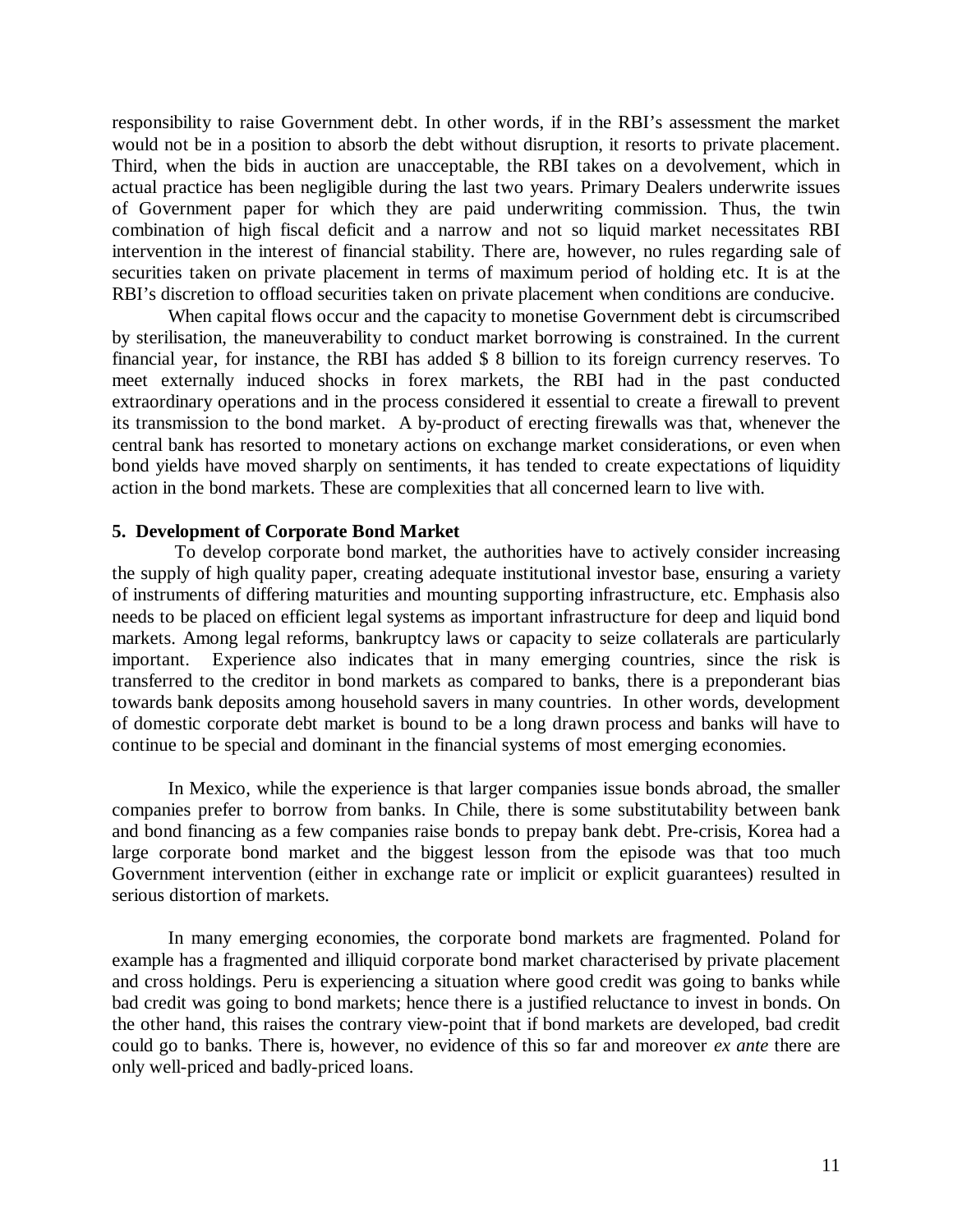responsibility to raise Government debt. In other words, if in the RBI's assessment the market would not be in a position to absorb the debt without disruption, it resorts to private placement. Third, when the bids in auction are unacceptable, the RBI takes on a devolvement, which in actual practice has been negligible during the last two years. Primary Dealers underwrite issues of Government paper for which they are paid underwriting commission. Thus, the twin combination of high fiscal deficit and a narrow and not so liquid market necessitates RBI intervention in the interest of financial stability. There are, however, no rules regarding sale of securities taken on private placement in terms of maximum period of holding etc. It is at the RBI's discretion to offload securities taken on private placement when conditions are conducive.

When capital flows occur and the capacity to monetise Government debt is circumscribed by sterilisation, the maneuverability to conduct market borrowing is constrained. In the current financial year, for instance, the RBI has added $ 8 billion to its foreign currency reserves. To meet externally induced shocks in forex markets, the RBI had in the past conducted extraordinary operations and in the process considered it essential to create a firewall to prevent its transmission to the bond market. A by-product of erecting firewalls was that, whenever the central bank has resorted to monetary actions on exchange market considerations, or even when bond yields have moved sharply on sentiments, it has tended to create expectations of liquidity action in the bond markets. These are complexities that all concerned learn to live with.

**5. Development of Corporate Bond Market**

To develop corporate bond market, the authorities have to actively consider increasing the supply of high quality paper, creating adequate institutional investor base, ensuring a variety of instruments of differing maturities and mounting supporting infrastructure, etc. Emphasis also needs to be placed on efficient legal systems as important infrastructure for deep and liquid bond markets. Among legal reforms, bankruptcy laws or capacity to seize collaterals are particularly important. Experience also indicates that in many emerging countries, since the risk is transferred to the creditor in bond markets as compared to banks, there is a preponderant bias towards bank deposits among household savers in many countries. In other words, development of domestic corporate debt market is bound to be a long drawn process and banks will have to continue to be special and dominant in the financial systems of most emerging economies.

In Mexico, while the experience is that larger companies issue bonds abroad, the smaller companies prefer to borrow from banks. In Chile, there is some substitutability between bank and bond financing as a few companies raise bonds to prepay bank debt. Pre-crisis, Korea had a large corporate bond market and the biggest lesson from the episode was that too much Government intervention (either in exchange rate or implicit or explicit guarantees) resulted in serious distortion of markets.

In many emerging economies, the corporate bond markets are fragmented. Poland for example has a fragmented and illiquid corporate bond market characterised by private placement and cross holdings. Peru is experiencing a situation where good credit was going to banks while bad credit was going to bond markets; hence there is a justified reluctance to invest in bonds. On the other hand, this raises the contrary view-point that if bond markets are developed, bad credit could go to banks. There is, however, no evidence of this so far and moreover *ex ante* there are only well-priced and badly-priced loans.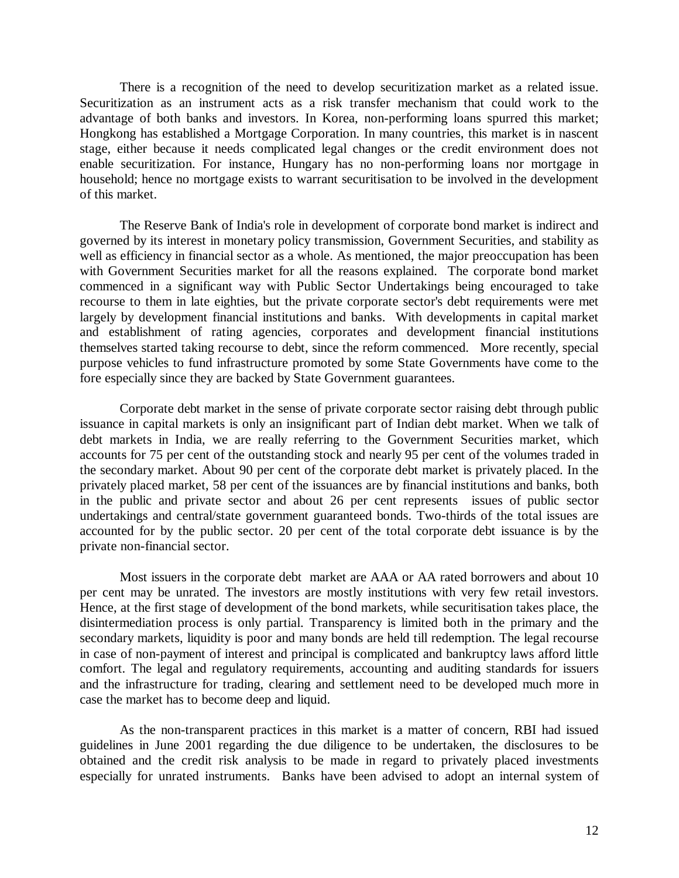There is a recognition of the need to develop securitization market as a related issue. Securitization as an instrument acts as a risk transfer mechanism that could work to the advantage of both banks and investors. In Korea, non-performing loans spurred this market; Hongkong has established a Mortgage Corporation. In many countries, this market is in nascent stage, either because it needs complicated legal changes or the credit environment does not enable securitization. For instance, Hungary has no non-performing loans nor mortgage in household; hence no mortgage exists to warrant securitisation to be involved in the development of this market.

The Reserve Bank of India's role in development of corporate bond market is indirect and governed by its interest in monetary policy transmission, Government Securities, and stability as well as efficiency in financial sector as a whole. As mentioned, the major preoccupation has been with Government Securities market for all the reasons explained. The corporate bond market commenced in a significant way with Public Sector Undertakings being encouraged to take recourse to them in late eighties, but the private corporate sector's debt requirements were met largely by development financial institutions and banks. With developments in capital market and establishment of rating agencies, corporates and development financial institutions themselves started taking recourse to debt, since the reform commenced. More recently, special purpose vehicles to fund infrastructure promoted by some State Governments have come to the fore especially since they are backed by State Government guarantees.

Corporate debt market in the sense of private corporate sector raising debt through public issuance in capital markets is only an insignificant part of Indian debt market. When we talk of debt markets in India, we are really referring to the Government Securities market, which accounts for 75 per cent of the outstanding stock and nearly 95 per cent of the volumes traded in the secondary market. About 90 per cent of the corporate debt market is privately placed. In the privately placed market, 58 per cent of the issuances are by financial institutions and banks, both in the public and private sector and about 26 per cent represents issues of public sector undertakings and central/state government guaranteed bonds. Two-thirds of the total issues are accounted for by the public sector. 20 per cent of the total corporate debt issuance is by the private non-financial sector.

Most issuers in the corporate debt market are AAA or AA rated borrowers and about 10 per cent may be unrated. The investors are mostly institutions with very few retail investors. Hence, at the first stage of development of the bond markets, while securitisation takes place, the disintermediation process is only partial. Transparency is limited both in the primary and the secondary markets, liquidity is poor and many bonds are held till redemption. The legal recourse in case of non-payment of interest and principal is complicated and bankruptcy laws afford little comfort. The legal and regulatory requirements, accounting and auditing standards for issuers and the infrastructure for trading, clearing and settlement need to be developed much more in case the market has to become deep and liquid.

As the non-transparent practices in this market is a matter of concern, RBI had issued guidelines in June 2001 regarding the due diligence to be undertaken, the disclosures to be obtained and the credit risk analysis to be made in regard to privately placed investments especially for unrated instruments. Banks have been advised to adopt an internal system of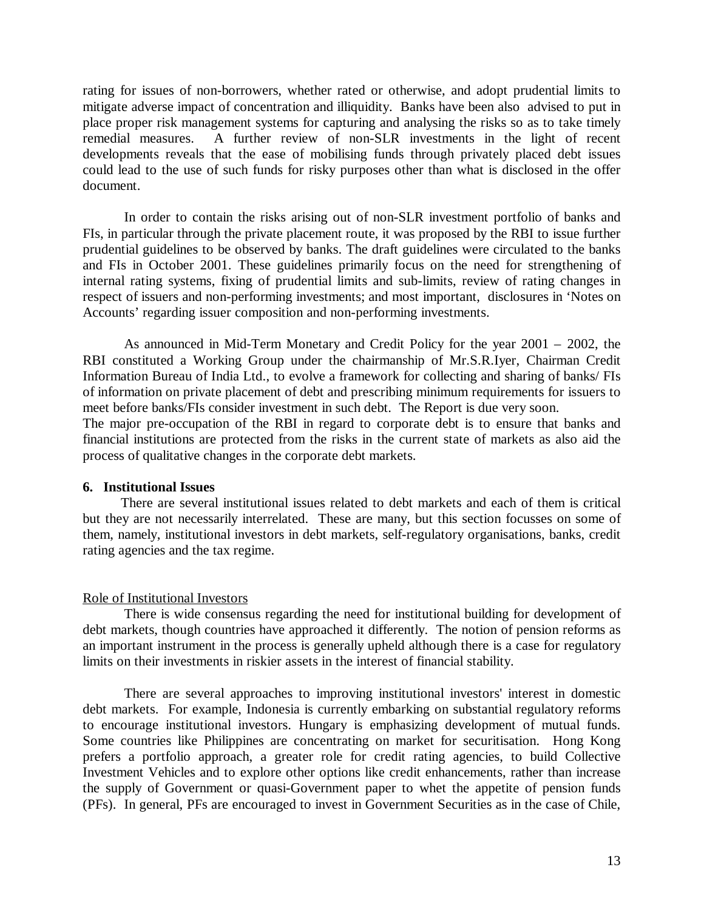rating for issues of non-borrowers, whether rated or otherwise, and adopt prudential limits to mitigate adverse impact of concentration and illiquidity. Banks have been also advised to put in place proper risk management systems for capturing and analysing the risks so as to take timely remedial measures. A further review of non-SLR investments in the light of recent developments reveals that the ease of mobilising funds through privately placed debt issues could lead to the use of such funds for risky purposes other than what is disclosed in the offer document.

In order to contain the risks arising out of non-SLR investment portfolio of banks and FIs, in particular through the private placement route, it was proposed by the RBI to issue further prudential guidelines to be observed by banks. The draft guidelines were circulated to the banks and FIs in October 2001. These guidelines primarily focus on the need for strengthening of internal rating systems, fixing of prudential limits and sub-limits, review of rating changes in respect of issuers and non-performing investments; and most important, disclosures in 'Notes on Accounts' regarding issuer composition and non-performing investments.

As announced in Mid-Term Monetary and Credit Policy for the year 2001 – 2002, the RBI constituted a Working Group under the chairmanship of Mr.S.R.Iyer, Chairman Credit Information Bureau of India Ltd., to evolve a framework for collecting and sharing of banks/ FIs of information on private placement of debt and prescribing minimum requirements for issuers to meet before banks/FIs consider investment in such debt. The Report is due very soon.

The major pre-occupation of the RBI in regard to corporate debt is to ensure that banks and financial institutions are protected from the risks in the current state of markets as also aid the process of qualitative changes in the corporate debt markets.

## 6. Institutional Issues

There are several institutional issues related to debt markets and each of them is critical but they are not necessarily interrelated. These are many, but this section focusses on some of them, namely, institutional investors in debt markets, self-regulatory organisations, banks, credit rating agencies and the tax regime.

### Role of Institutional Investors

There is wide consensus regarding the need for institutional building for development of debt markets, though countries have approached it differently. The notion of pension reforms as an important instrument in the process is generally upheld although there is a case for regulatory limits on their investments in riskier assets in the interest of financial stability.

There are several approaches to improving institutional investors' interest in domestic debt markets. For example, Indonesia is currently embarking on substantial regulatory reforms to encourage institutional investors. Hungary is emphasizing development of mutual funds. Some countries like Philippines are concentrating on market for securitisation. Hong Kong prefers a portfolio approach, a greater role for credit rating agencies, to build Collective Investment Vehicles and to explore other options like credit enhancements, rather than increase the supply of Government or quasi-Government paper to whet the appetite of pension funds (PFs). In general, PFs are encouraged to invest in Government Securities as in the case of Chile,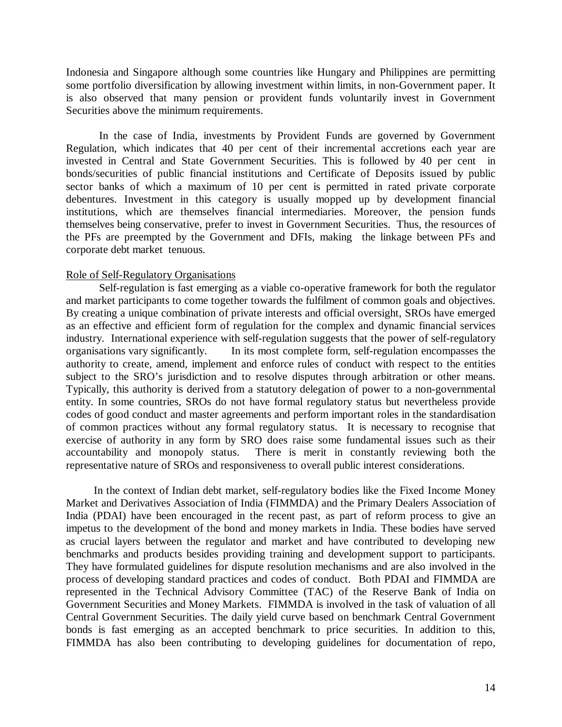Indonesia and Singapore although some countries like Hungary and Philippines are permitting some portfolio diversification by allowing investment within limits, in non-Government paper. It is also observed that many pension or provident funds voluntarily invest in Government Securities above the minimum requirements.

In the case of India, investments by Provident Funds are governed by Government Regulation, which indicates that 40 per cent of their incremental accretions each year are invested in Central and State Government Securities. This is followed by 40 per cent in bonds/securities of public financial institutions and Certificate of Deposits issued by public sector banks of which a maximum of 10 per cent is permitted in rated private corporate debentures. Investment in this category is usually mopped up by development financial institutions, which are themselves financial intermediaries. Moreover, the pension funds themselves being conservative, prefer to invest in Government Securities. Thus, the resources of the PFs are preempted by the Government and DFIs, making the linkage between PFs and corporate debt market tenuous.

### Role of Self-Regulatory Organisations

Self-regulation is fast emerging as a viable co-operative framework for both the regulator and market participants to come together towards the fulfilment of common goals and objectives. By creating a unique combination of private interests and official oversight, SROs have emerged as an effective and efficient form of regulation for the complex and dynamic financial services industry. International experience with self-regulation suggests that the power of self-regulatory organisations vary significantly. In its most complete form, self-regulation encompasses the authority to create, amend, implement and enforce rules of conduct with respect to the entities subject to the SRO's jurisdiction and to resolve disputes through arbitration or other means. Typically, this authority is derived from a statutory delegation of power to a non-governmental entity. In some countries, SROs do not have formal regulatory status but nevertheless provide codes of good conduct and master agreements and perform important roles in the standardisation of common practices without any formal regulatory status. It is necessary to recognise that exercise of authority in any form by SRO does raise some fundamental issues such as their accountability and monopoly status. There is merit in constantly reviewing both the representative nature of SROs and responsiveness to overall public interest considerations.

In the context of Indian debt market, self-regulatory bodies like the Fixed Income Money Market and Derivatives Association of India (FIMMDA) and the Primary Dealers Association of India (PDAI) have been encouraged in the recent past, as part of reform process to give an impetus to the development of the bond and money markets in India. These bodies have served as crucial layers between the regulator and market and have contributed to developing new benchmarks and products besides providing training and development support to participants. They have formulated guidelines for dispute resolution mechanisms and are also involved in the process of developing standard practices and codes of conduct. Both PDAI and FIMMDA are represented in the Technical Advisory Committee (TAC) of the Reserve Bank of India on Government Securities and Money Markets. FIMMDA is involved in the task of valuation of all Central Government Securities. The daily yield curve based on benchmark Central Government bonds is fast emerging as an accepted benchmark to price securities. In addition to this, FIMMDA has also been contributing to developing guidelines for documentation of repo,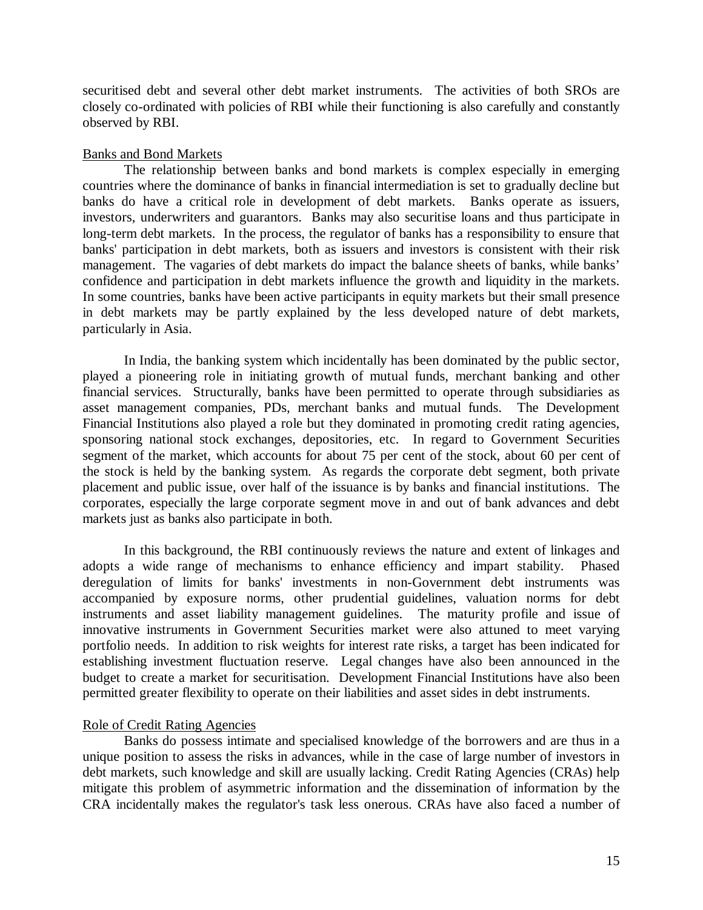securitised debt and several other debt market instruments. The activities of both SROs are closely co-ordinated with policies of RBI while their functioning is also carefully and constantly observed by RBI.

## Banks and Bond Markets

The relationship between banks and bond markets is complex especially in emerging countries where the dominance of banks in financial intermediation is set to gradually decline but banks do have a critical role in development of debt markets. Banks operate as issuers, investors, underwriters and guarantors. Banks may also securitise loans and thus participate in long-term debt markets. In the process, the regulator of banks has a responsibility to ensure that banks' participation in debt markets, both as issuers and investors is consistent with their risk management. The vagaries of debt markets do impact the balance sheets of banks, while banks' confidence and participation in debt markets influence the growth and liquidity in the markets. In some countries, banks have been active participants in equity markets but their small presence in debt markets may be partly explained by the less developed nature of debt markets, particularly in Asia.

In India, the banking system which incidentally has been dominated by the public sector, played a pioneering role in initiating growth of mutual funds, merchant banking and other financial services. Structurally, banks have been permitted to operate through subsidiaries as asset management companies, PDs, merchant banks and mutual funds. The Development Financial Institutions also played a role but they dominated in promoting credit rating agencies, sponsoring national stock exchanges, depositories, etc. In regard to Government Securities segment of the market, which accounts for about 75 per cent of the stock, about 60 per cent of the stock is held by the banking system. As regards the corporate debt segment, both private placement and public issue, over half of the issuance is by banks and financial institutions. The corporates, especially the large corporate segment move in and out of bank advances and debt markets just as banks also participate in both.

In this background, the RBI continuously reviews the nature and extent of linkages and adopts a wide range of mechanisms to enhance efficiency and impart stability. Phased deregulation of limits for banks' investments in non-Government debt instruments was accompanied by exposure norms, other prudential guidelines, valuation norms for debt instruments and asset liability management guidelines. The maturity profile and issue of innovative instruments in Government Securities market were also attuned to meet varying portfolio needs. In addition to risk weights for interest rate risks, a target has been indicated for establishing investment fluctuation reserve. Legal changes have also been announced in the budget to create a market for securitisation. Development Financial Institutions have also been permitted greater flexibility to operate on their liabilities and asset sides in debt instruments.

## Role of Credit Rating Agencies

Banks do possess intimate and specialised knowledge of the borrowers and are thus in a unique position to assess the risks in advances, while in the case of large number of investors in debt markets, such knowledge and skill are usually lacking. Credit Rating Agencies (CRAs) help mitigate this problem of asymmetric information and the dissemination of information by the CRA incidentally makes the regulator's task less onerous. CRAs have also faced a number of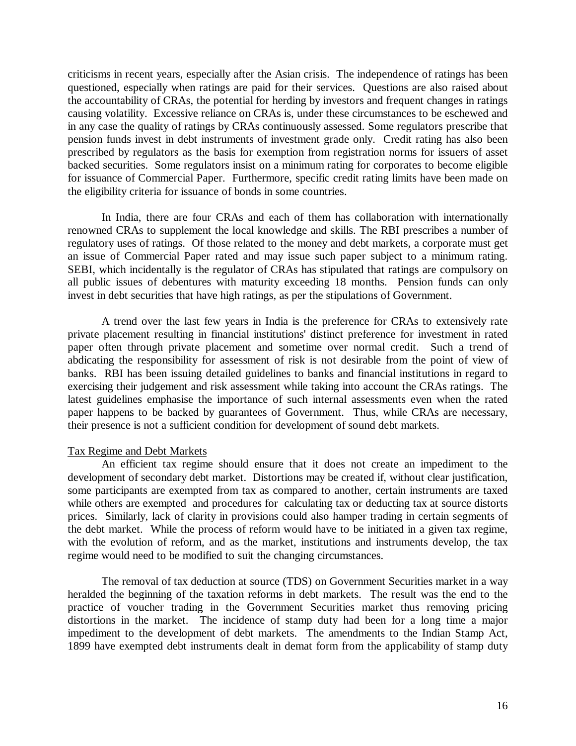criticisms in recent years, especially after the Asian crisis. The independence of ratings has been questioned, especially when ratings are paid for their services. Questions are also raised about the accountability of CRAs, the potential for herding by investors and frequent changes in ratings causing volatility. Excessive reliance on CRAs is, under these circumstances to be eschewed and in any case the quality of ratings by CRAs continuously assessed. Some regulators prescribe that pension funds invest in debt instruments of investment grade only. Credit rating has also been prescribed by regulators as the basis for exemption from registration norms for issuers of asset backed securities. Some regulators insist on a minimum rating for corporates to become eligible for issuance of Commercial Paper. Furthermore, specific credit rating limits have been made on the eligibility criteria for issuance of bonds in some countries.

In India, there are four CRAs and each of them has collaboration with internationally renowned CRAs to supplement the local knowledge and skills. The RBI prescribes a number of regulatory uses of ratings. Of those related to the money and debt markets, a corporate must get an issue of Commercial Paper rated and may issue such paper subject to a minimum rating. SEBI, which incidentally is the regulator of CRAs has stipulated that ratings are compulsory on all public issues of debentures with maturity exceeding 18 months. Pension funds can only invest in debt securities that have high ratings, as per the stipulations of Government.

A trend over the last few years in India is the preference for CRAs to extensively rate private placement resulting in financial institutions' distinct preference for investment in rated paper often through private placement and sometime over normal credit. Such a trend of abdicating the responsibility for assessment of risk is not desirable from the point of view of banks. RBI has been issuing detailed guidelines to banks and financial institutions in regard to exercising their judgement and risk assessment while taking into account the CRAs ratings. The latest guidelines emphasise the importance of such internal assessments even when the rated paper happens to be backed by guarantees of Government. Thus, while CRAs are necessary, their presence is not a sufficient condition for development of sound debt markets.

Tax Regime and Debt Markets

An efficient tax regime should ensure that it does not create an impediment to the development of secondary debt market. Distortions may be created if, without clear justification, some participants are exempted from tax as compared to another, certain instruments are taxed while others are exempted and procedures for calculating tax or deducting tax at source distorts prices. Similarly, lack of clarity in provisions could also hamper trading in certain segments of the debt market. While the process of reform would have to be initiated in a given tax regime, with the evolution of reform, and as the market, institutions and instruments develop, the tax regime would need to be modified to suit the changing circumstances.

The removal of tax deduction at source (TDS) on Government Securities market in a way heralded the beginning of the taxation reforms in debt markets. The result was the end to the practice of voucher trading in the Government Securities market thus removing pricing distortions in the market. The incidence of stamp duty had been for a long time a major impediment to the development of debt markets. The amendments to the Indian Stamp Act, 1899 have exempted debt instruments dealt in demat form from the applicability of stamp duty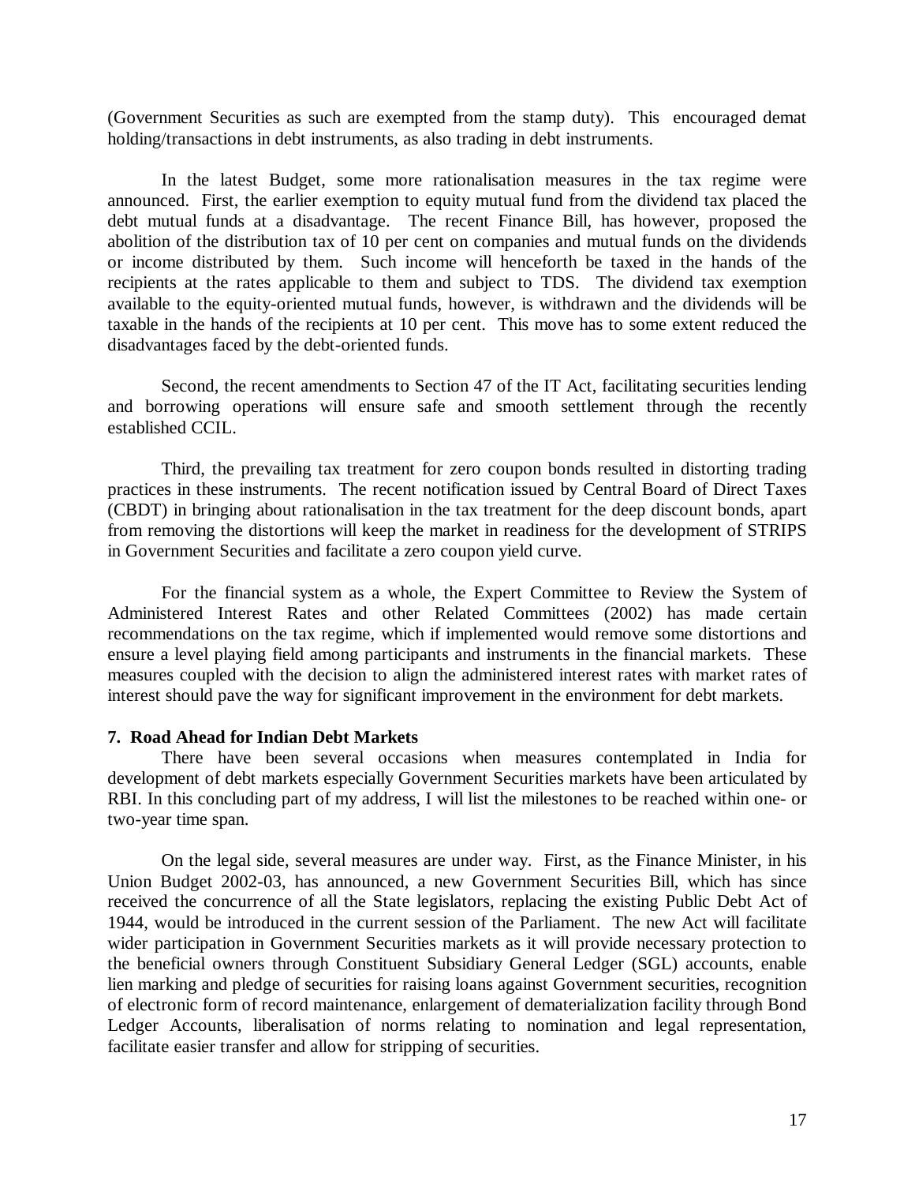(Government Securities as such are exempted from the stamp duty). This encouraged demat holding/transactions in debt instruments, as also trading in debt instruments.

In the latest Budget, some more rationalisation measures in the tax regime were announced. First, the earlier exemption to equity mutual fund from the dividend tax placed the debt mutual funds at a disadvantage. The recent Finance Bill, has however, proposed the abolition of the distribution tax of 10 per cent on companies and mutual funds on the dividends or income distributed by them. Such income will henceforth be taxed in the hands of the recipients at the rates applicable to them and subject to TDS. The dividend tax exemption available to the equity-oriented mutual funds, however, is withdrawn and the dividends will be taxable in the hands of the recipients at 10 per cent. This move has to some extent reduced the disadvantages faced by the debt-oriented funds.

Second, the recent amendments to Section 47 of the IT Act, facilitating securities lending and borrowing operations will ensure safe and smooth settlement through the recently established CCIL.

Third, the prevailing tax treatment for zero coupon bonds resulted in distorting trading practices in these instruments. The recent notification issued by Central Board of Direct Taxes (CBDT) in bringing about rationalisation in the tax treatment for the deep discount bonds, apart from removing the distortions will keep the market in readiness for the development of STRIPS in Government Securities and facilitate a zero coupon yield curve.

For the financial system as a whole, the Expert Committee to Review the System of Administered Interest Rates and other Related Committees (2002) has made certain recommendations on the tax regime, which if implemented would remove some distortions and ensure a level playing field among participants and instruments in the financial markets. These measures coupled with the decision to align the administered interest rates with market rates of interest should pave the way for significant improvement in the environment for debt markets.

## 7. Road Ahead for Indian Debt Markets

There have been several occasions when measures contemplated in India for development of debt markets especially Government Securities markets have been articulated by RBI. In this concluding part of my address, I will list the milestones to be reached within one- or two-year time span.

On the legal side, several measures are under way. First, as the Finance Minister, in his Union Budget 2002-03, has announced, a new Government Securities Bill, which has since received the concurrence of all the State legislators, replacing the existing Public Debt Act of 1944, would be introduced in the current session of the Parliament. The new Act will facilitate wider participation in Government Securities markets as it will provide necessary protection to the beneficial owners through Constituent Subsidiary General Ledger (SGL) accounts, enable lien marking and pledge of securities for raising loans against Government securities, recognition of electronic form of record maintenance, enlargement of dematerialization facility through Bond Ledger Accounts, liberalisation of norms relating to nomination and legal representation, facilitate easier transfer and allow for stripping of securities.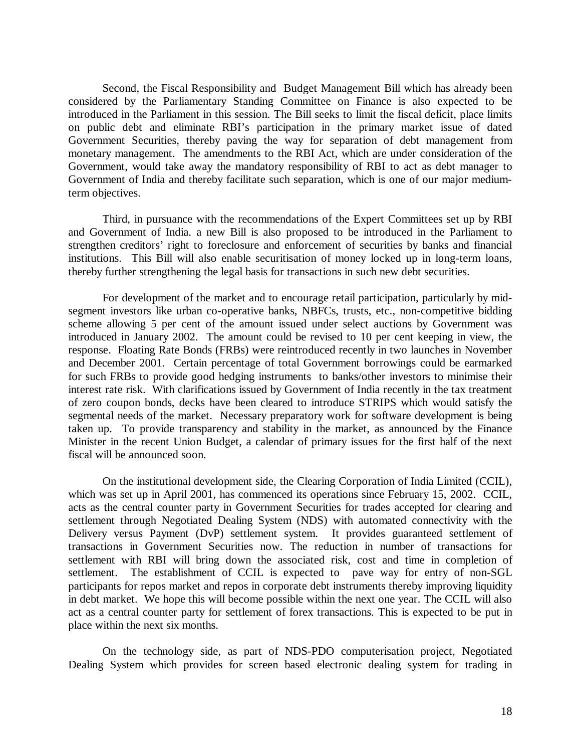Second, the Fiscal Responsibility and Budget Management Bill which has already been considered by the Parliamentary Standing Committee on Finance is also expected to be introduced in the Parliament in this session. The Bill seeks to limit the fiscal deficit, place limits on public debt and eliminate RBI's participation in the primary market issue of dated Government Securities, thereby paving the way for separation of debt management from monetary management. The amendments to the RBI Act, which are under consideration of the Government, would take away the mandatory responsibility of RBI to act as debt manager to Government of India and thereby facilitate such separation, which is one of our major medium-term objectives.

Third, in pursuance with the recommendations of the Expert Committees set up by RBI and Government of India. a new Bill is also proposed to be introduced in the Parliament to strengthen creditors' right to foreclosure and enforcement of securities by banks and financial institutions. This Bill will also enable securitisation of money locked up in long-term loans, thereby further strengthening the legal basis for transactions in such new debt securities.

For development of the market and to encourage retail participation, particularly by mid-segment investors like urban co-operative banks, NBFCs, trusts, etc., non-competitive bidding scheme allowing 5 per cent of the amount issued under select auctions by Government was introduced in January 2002. The amount could be revised to 10 per cent keeping in view, the response. Floating Rate Bonds (FRBs) were reintroduced recently in two launches in November and December 2001. Certain percentage of total Government borrowings could be earmarked for such FRBs to provide good hedging instruments to banks/other investors to minimise their interest rate risk. With clarifications issued by Government of India recently in the tax treatment of zero coupon bonds, decks have been cleared to introduce STRIPS which would satisfy the segmental needs of the market. Necessary preparatory work for software development is being taken up. To provide transparency and stability in the market, as announced by the Finance Minister in the recent Union Budget, a calendar of primary issues for the first half of the next fiscal will be announced soon.

On the institutional development side, the Clearing Corporation of India Limited (CCIL), which was set up in April 2001, has commenced its operations since February 15, 2002. CCIL, acts as the central counter party in Government Securities for trades accepted for clearing and settlement through Negotiated Dealing System (NDS) with automated connectivity with the Delivery versus Payment (DvP) settlement system. It provides guaranteed settlement of transactions in Government Securities now. The reduction in number of transactions for settlement with RBI will bring down the associated risk, cost and time in completion of settlement. The establishment of CCIL is expected to pave way for entry of non-SGL participants for repos market and repos in corporate debt instruments thereby improving liquidity in debt market. We hope this will become possible within the next one year. The CCIL will also act as a central counter party for settlement of forex transactions. This is expected to be put in place within the next six months.

On the technology side, as part of NDS-PDO computerisation project, Negotiated Dealing System which provides for screen based electronic dealing system for trading in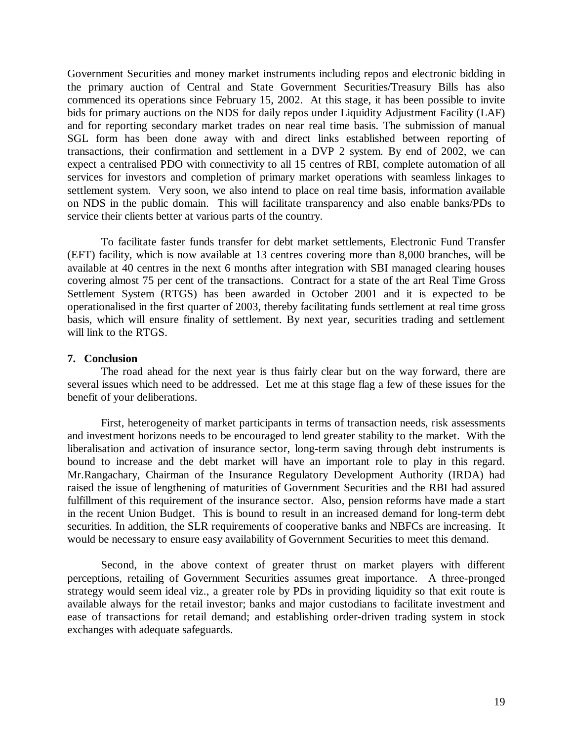Government Securities and money market instruments including repos and electronic bidding in the primary auction of Central and State Government Securities/Treasury Bills has also commenced its operations since February 15, 2002. At this stage, it has been possible to invite bids for primary auctions on the NDS for daily repos under Liquidity Adjustment Facility (LAF) and for reporting secondary market trades on near real time basis. The submission of manual SGL form has been done away with and direct links established between reporting of transactions, their confirmation and settlement in a DVP 2 system. By end of 2002, we can expect a centralised PDO with connectivity to all 15 centres of RBI, complete automation of all services for investors and completion of primary market operations with seamless linkages to settlement system. Very soon, we also intend to place on real time basis, information available on NDS in the public domain. This will facilitate transparency and also enable banks/PDs to service their clients better at various parts of the country.

To facilitate faster funds transfer for debt market settlements, Electronic Fund Transfer (EFT) facility, which is now available at 13 centres covering more than 8,000 branches, will be available at 40 centres in the next 6 months after integration with SBI managed clearing houses covering almost 75 per cent of the transactions. Contract for a state of the art Real Time Gross Settlement System (RTGS) has been awarded in October 2001 and it is expected to be operationalised in the first quarter of 2003, thereby facilitating funds settlement at real time gross basis, which will ensure finality of settlement. By next year, securities trading and settlement will link to the RTGS.

**7. Conclusion**

The road ahead for the next year is thus fairly clear but on the way forward, there are several issues which need to be addressed. Let me at this stage flag a few of these issues for the benefit of your deliberations.

First, heterogeneity of market participants in terms of transaction needs, risk assessments and investment horizons needs to be encouraged to lend greater stability to the market. With the liberalisation and activation of insurance sector, long-term saving through debt instruments is bound to increase and the debt market will have an important role to play in this regard. Mr.Rangachary, Chairman of the Insurance Regulatory Development Authority (IRDA) had raised the issue of lengthening of maturities of Government Securities and the RBI had assured fulfillment of this requirement of the insurance sector. Also, pension reforms have made a start in the recent Union Budget. This is bound to result in an increased demand for long-term debt securities. In addition, the SLR requirements of cooperative banks and NBFCs are increasing. It would be necessary to ensure easy availability of Government Securities to meet this demand.

Second, in the above context of greater thrust on market players with different perceptions, retailing of Government Securities assumes great importance. A three-pronged strategy would seem ideal viz., a greater role by PDs in providing liquidity so that exit route is available always for the retail investor; banks and major custodians to facilitate investment and ease of transactions for retail demand; and establishing order-driven trading system in stock exchanges with adequate safeguards.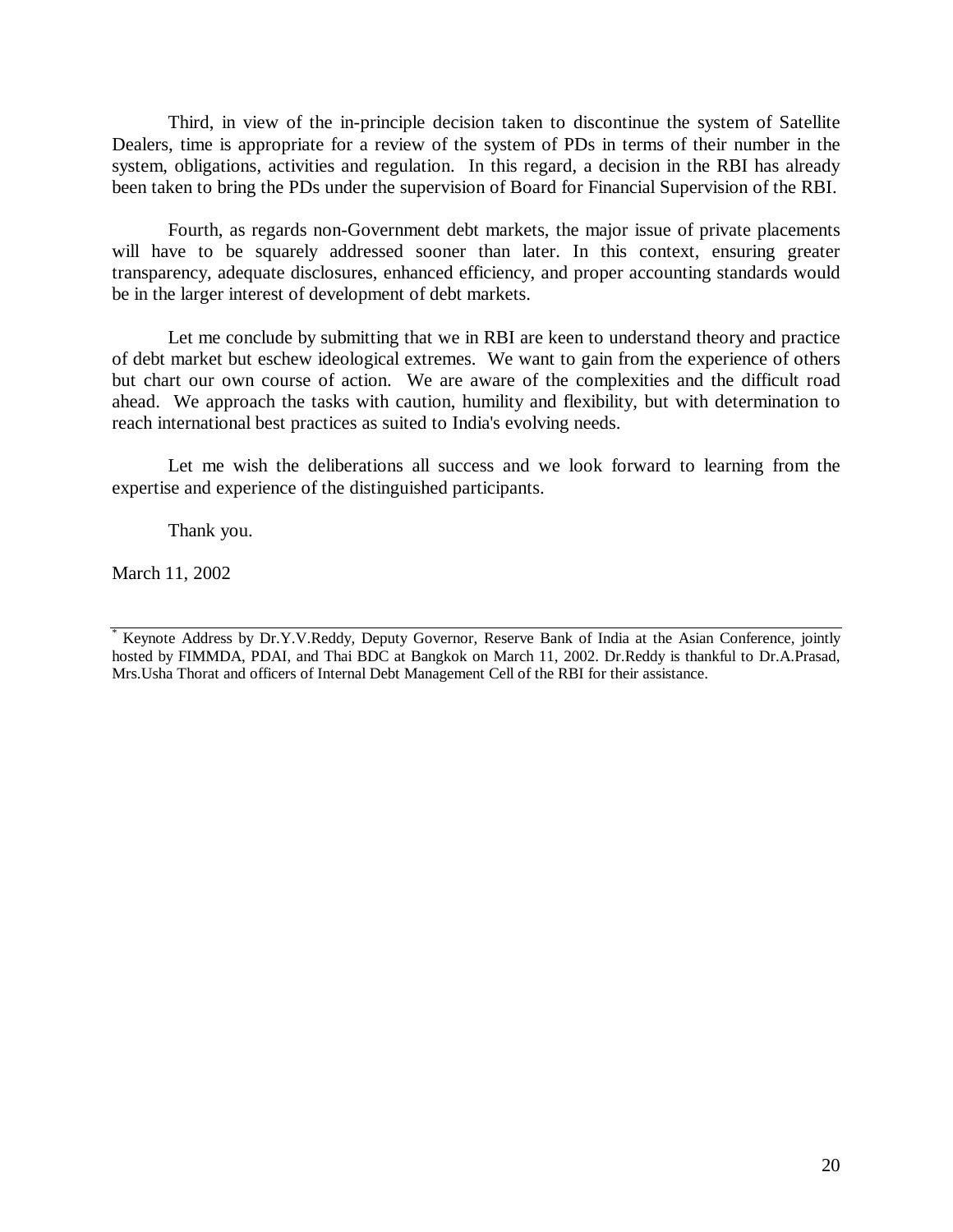Third, in view of the in-principle decision taken to discontinue the system of Satellite Dealers, time is appropriate for a review of the system of PDs in terms of their number in the system, obligations, activities and regulation. In this regard, a decision in the RBI has already been taken to bring the PDs under the supervision of Board for Financial Supervision of the RBI.

Fourth, as regards non-Government debt markets, the major issue of private placements will have to be squarely addressed sooner than later. In this context, ensuring greater transparency, adequate disclosures, enhanced efficiency, and proper accounting standards would be in the larger interest of development of debt markets.

Let me conclude by submitting that we in RBI are keen to understand theory and practice of debt market but eschew ideological extremes. We want to gain from the experience of others but chart our own course of action. We are aware of the complexities and the difficult road ahead. We approach the tasks with caution, humility and flexibility, but with determination to reach international best practices as suited to India's evolving needs.

Let me wish the deliberations all success and we look forward to learning from the expertise and experience of the distinguished participants.

Thank you.

March 11, 2002

---

[*] Keynote Address by Dr.Y.V.Reddy, Deputy Governor, Reserve Bank of India at the Asian Conference, jointly hosted by FIMMDA, PDAI, and Thai BDC at Bangkok on March 11, 2002. Dr.Reddy is thankful to Dr.A.Prasad, Mrs.Usha Thorat and officers of Internal Debt Management Cell of the RBI for their assistance.